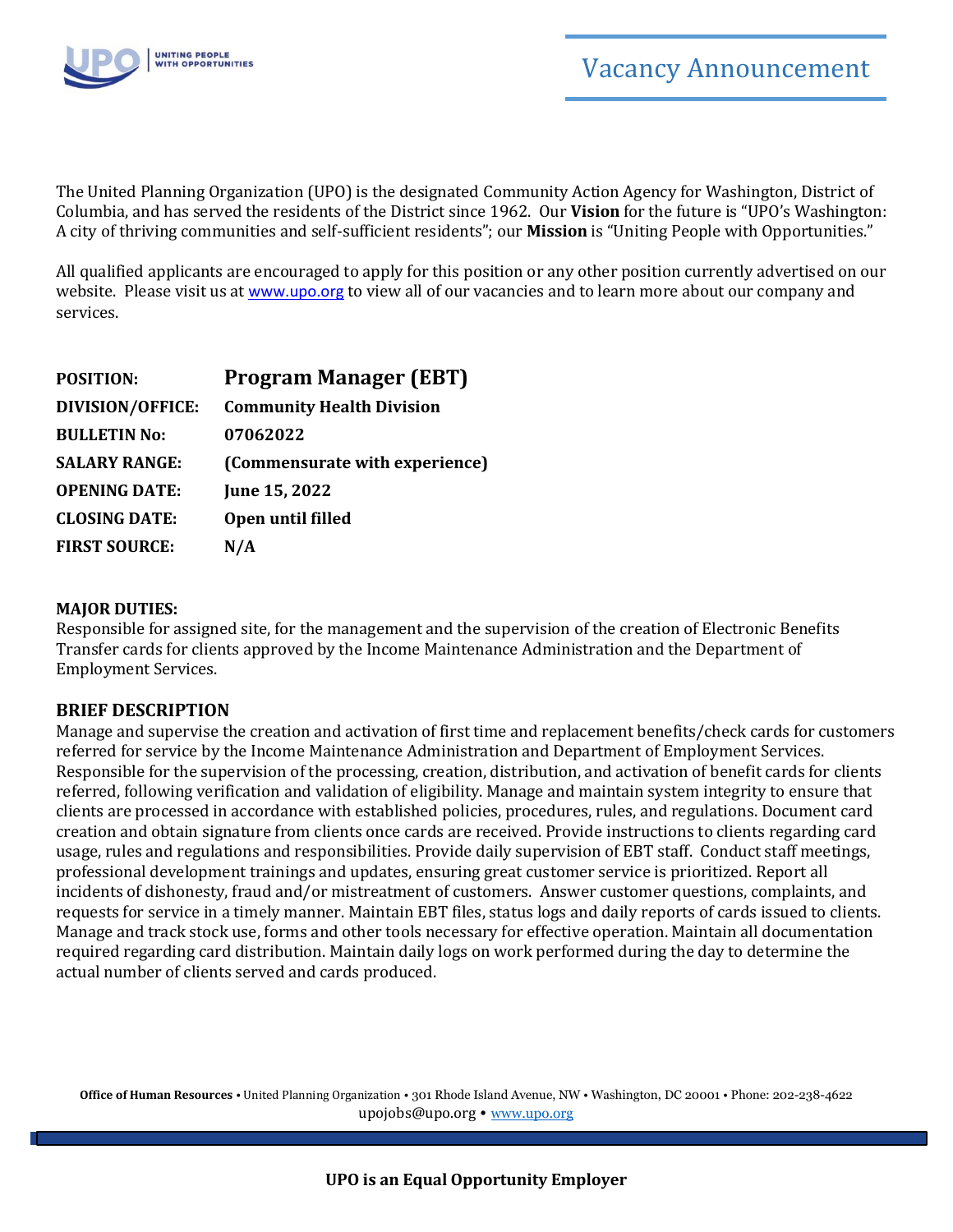# Vacancy Announcement

The United Planning Organization (UPO) is the designated Community Action Agency for Washington, District of Columbia, and has served the residents of the District since 1962. Our **Vision** for the future is "UPO's Washington: A city of thriving communities and self-sufficient residents"; our **Mission** is "Uniting People with Opportunities."

All qualified applicants are encouraged to apply for this position or any other position currently advertised on our website. Please visit us at www.upo.org to view all of our vacancies and to learn more about our company and services.

| | |
|---|---|
| **POSITION:** | **Program Manager (EBT)** |
| **DIVISION/OFFICE:** | **Community Health Division** |
| **BULLETIN No:** | **07062022** |
| **SALARY RANGE:** | **(Commensurate with experience)** |
| **OPENING DATE:** | **June 15, 2022** |
| **CLOSING DATE:** | **Open until filled** |
| **FIRST SOURCE:** | **N/A** |

**MAJOR DUTIES:**
Responsible for assigned site, for the management and the supervision of the creation of Electronic Benefits Transfer cards for clients approved by the Income Maintenance Administration and the Department of Employment Services.

## BRIEF DESCRIPTION

Manage and supervise the creation and activation of first time and replacement benefits/check cards for customers referred for service by the Income Maintenance Administration and Department of Employment Services. Responsible for the supervision of the processing, creation, distribution, and activation of benefit cards for clients referred, following verification and validation of eligibility. Manage and maintain system integrity to ensure that clients are processed in accordance with established policies, procedures, rules, and regulations. Document card creation and obtain signature from clients once cards are received. Provide instructions to clients regarding card usage, rules and regulations and responsibilities. Provide daily supervision of EBT staff. Conduct staff meetings, professional development trainings and updates, ensuring great customer service is prioritized. Report all incidents of dishonesty, fraud and/or mistreatment of customers. Answer customer questions, complaints, and requests for service in a timely manner. Maintain EBT files, status logs and daily reports of cards issued to clients. Manage and track stock use, forms and other tools necessary for effective operation. Maintain all documentation required regarding card distribution. Maintain daily logs on work performed during the day to determine the actual number of clients served and cards produced.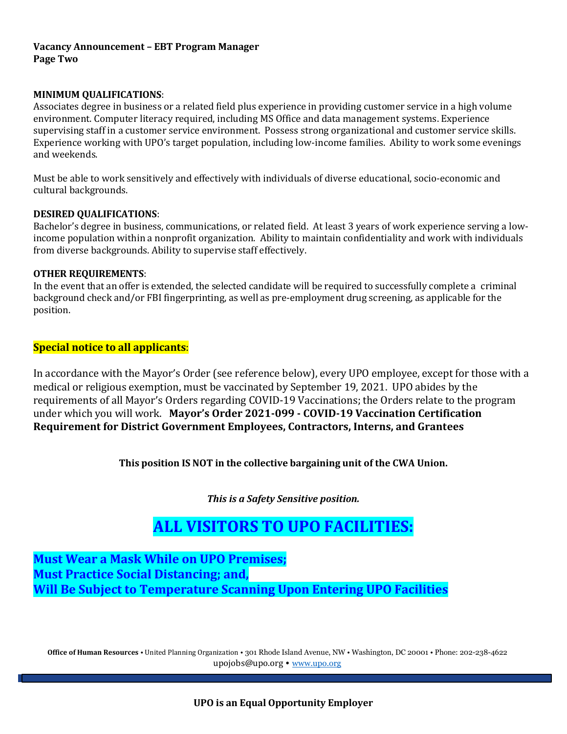**Vacancy Announcement – EBT Program Manager**
**Page Two**

**MINIMUM QUALIFICATIONS**:
Associates degree in business or a related field plus experience in providing customer service in a high volume environment. Computer literacy required, including MS Office and data management systems. Experience supervising staff in a customer service environment. Possess strong organizational and customer service skills. Experience working with UPO's target population, including low-income families. Ability to work some evenings and weekends.

Must be able to work sensitively and effectively with individuals of diverse educational, socio-economic and cultural backgrounds.

**DESIRED QUALIFICATIONS**:
Bachelor's degree in business, communications, or related field. At least 3 years of work experience serving a low-income population within a nonprofit organization. Ability to maintain confidentiality and work with individuals from diverse backgrounds. Ability to supervise staff effectively.

**OTHER REQUIREMENTS**:
In the event that an offer is extended, the selected candidate will be required to successfully complete a criminal background check and/or FBI fingerprinting, as well as pre-employment drug screening, as applicable for the position.

**Special notice to all applicants**:

In accordance with the Mayor's Order (see reference below), every UPO employee, except for those with a medical or religious exemption, must be vaccinated by September 19, 2021. UPO abides by the requirements of all Mayor's Orders regarding COVID-19 Vaccinations; the Orders relate to the program under which you will work. **Mayor's Order 2021-099 - COVID-19 Vaccination Certification Requirement for District Government Employees, Contractors, Interns, and Grantees**

**This position IS NOT in the collective bargaining unit of the CWA Union.**

***This is a Safety Sensitive position.***

## ALL VISITORS TO UPO FACILITIES:

**Must Wear a Mask While on UPO Premises;**
**Must Practice Social Distancing; and,**
**Will Be Subject to Temperature Scanning Upon Entering UPO Facilities**

**Office of Human Resources** • United Planning Organization • 301 Rhode Island Avenue, NW • Washington, DC 20001 • Phone: 202-238-4622
upojobs@upo.org • www.upo.org

**UPO is an Equal Opportunity Employer**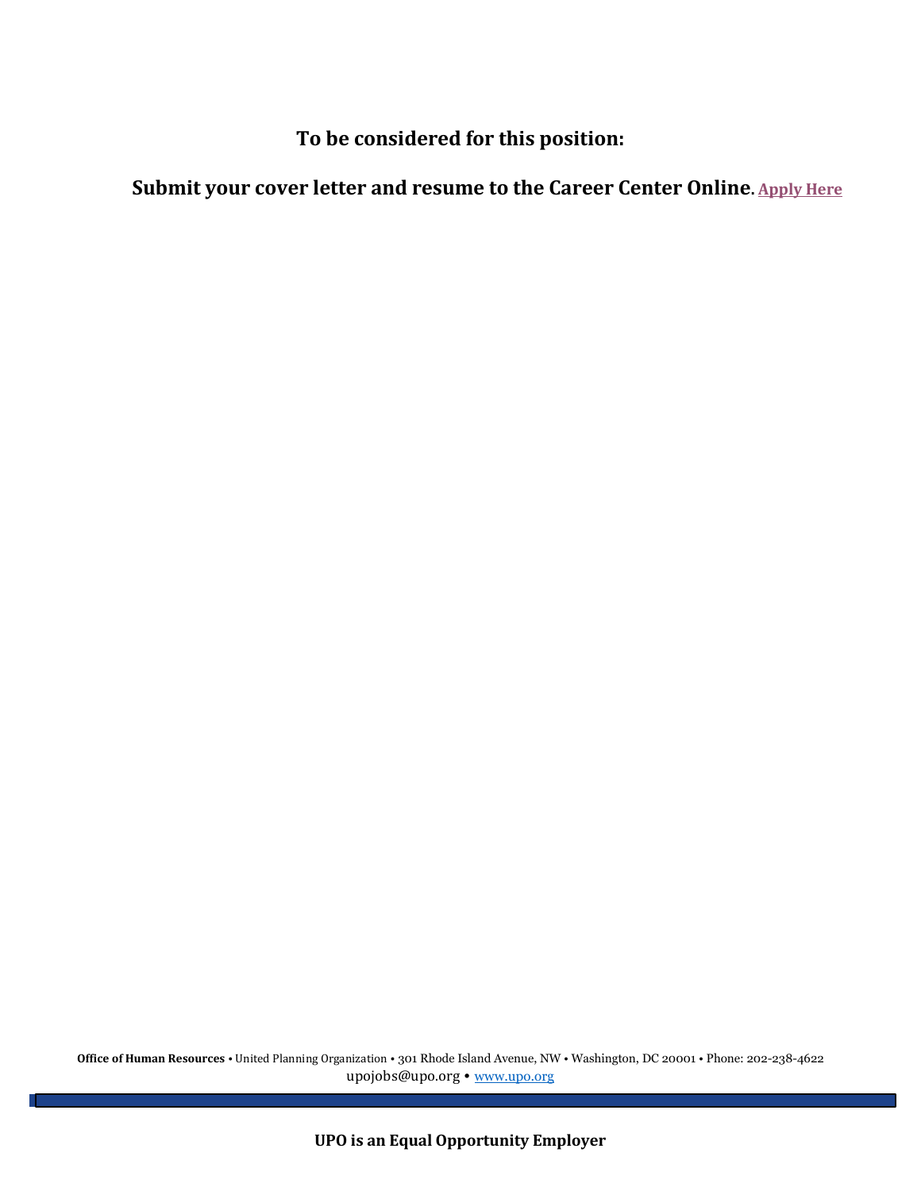**To be considered for this position:**

**Submit your cover letter and resume to the Career Center Online.** [Apply Here]

**Office of Human Resources** • United Planning Organization • 301 Rhode Island Avenue, NW • Washington, DC 20001 • Phone: 202-238-4622
upojobs@upo.org • www.upo.org

**UPO is an Equal Opportunity Employer**